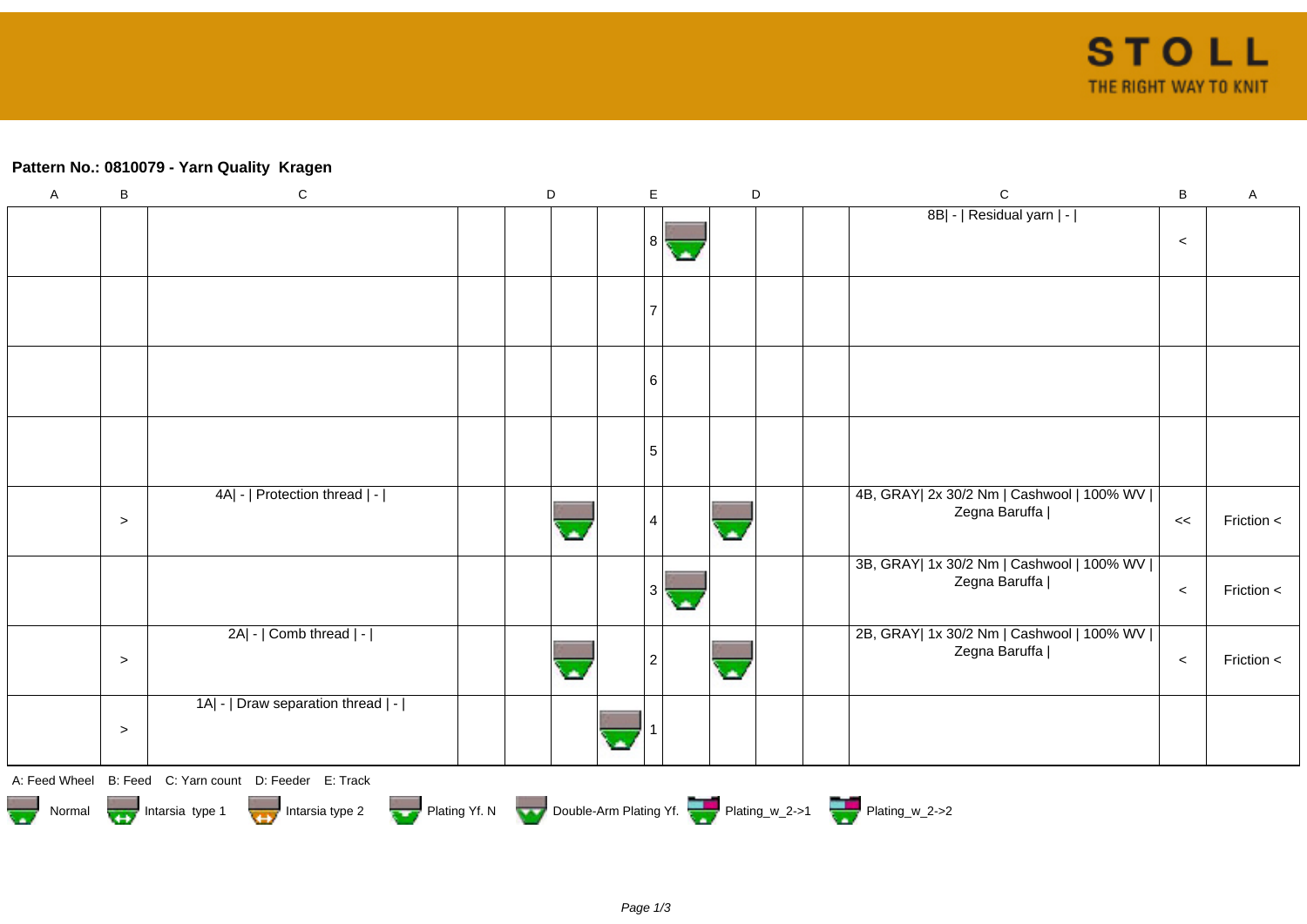**Pattern No.: 0810079 - Yarn Quality  Kragen**

| A | B | C | D | D | D | D | E | D | D | D | D | C | B | A |
|---|---|---|---|---|---|---|---|---|---|---|---|---|---|---|
| | | | | | | | 8 | | | | | 8B\| - \| Residual yarn \| - \| | < | |
| | | | | | | | 7 | | | | | | | |
| | | | | | | | 6 | | | | | | | |
| | | | | | | | 5 | | | | | | | |
| | > | 4A\| - \| Protection thread \| - \| | | | | | 4 | | | | | 4B, GRAY\| 2x 30/2 Nm \| Cashwool \| 100% WV \| Zegna Baruffa \| | << | Friction < |
| | | | | | | | 3 | | | | | 3B, GRAY\| 1x 30/2 Nm \| Cashwool \| 100% WV \| Zegna Baruffa \| | < | Friction < |
| | > | 2A\| - \| Comb thread \| - \| | | | | | 2 | | | | | 2B, GRAY\| 1x 30/2 Nm \| Cashwool \| 100% WV \| Zegna Baruffa \| | < | Friction < |
| | > | 1A\| - \| Draw separation thread \| - \| | | | | | 1 | | | | | | | |

A: Feed Wheel   B: Feed   C: Yarn count   D: Feeder   E: Track

Normal   Intarsia type 1   Intarsia type 2   Plating Yf. N   Double-Arm Plating Yf.   Plating_w_2->1   Plating_w_2->2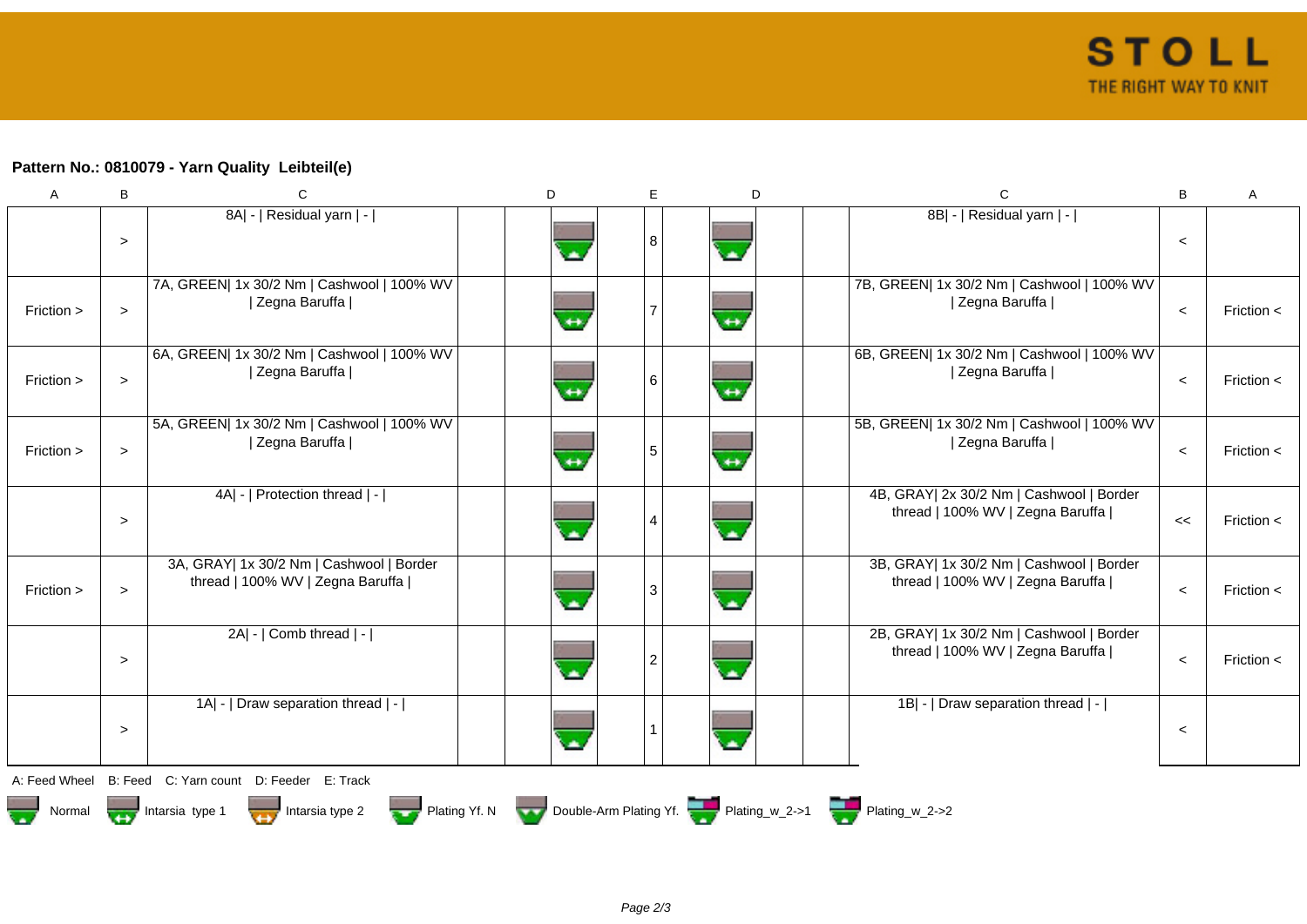**Pattern No.: 0810079 - Yarn Quality  Leibteil(e)**

| A | B | C | | | D | | E | | D | | C | B | A |
|---|---|---|---|---|---|---|---|---|---|---|---|---|---|
| | > | 8A\| - \| Residual yarn \| - \| | | | | | 8 | | | | 8B\| - \| Residual yarn \| - \| | < | |
| Friction > | > | 7A, GREEN\| 1x 30/2 Nm \| Cashwool \| 100% WV \| Zegna Baruffa \| | | | | | 7 | | | | 7B, GREEN\| 1x 30/2 Nm \| Cashwool \| 100% WV \| Zegna Baruffa \| | < | Friction < |
| Friction > | > | 6A, GREEN\| 1x 30/2 Nm \| Cashwool \| 100% WV \| Zegna Baruffa \| | | | | | 6 | | | | 6B, GREEN\| 1x 30/2 Nm \| Cashwool \| 100% WV \| Zegna Baruffa \| | < | Friction < |
| Friction > | > | 5A, GREEN\| 1x 30/2 Nm \| Cashwool \| 100% WV \| Zegna Baruffa \| | | | | | 5 | | | | 5B, GREEN\| 1x 30/2 Nm \| Cashwool \| 100% WV \| Zegna Baruffa \| | < | Friction < |
| | > | 4A\| - \| Protection thread \| - \| | | | | | 4 | | | | 4B, GRAY\| 2x 30/2 Nm \| Cashwool \| Border thread \| 100% WV \| Zegna Baruffa \| | << | Friction < |
| Friction > | > | 3A, GRAY\| 1x 30/2 Nm \| Cashwool \| Border thread \| 100% WV \| Zegna Baruffa \| | | | | | 3 | | | | 3B, GRAY\| 1x 30/2 Nm \| Cashwool \| Border thread \| 100% WV \| Zegna Baruffa \| | < | Friction < |
| | > | 2A\| - \| Comb thread \| - \| | | | | | 2 | | | | 2B, GRAY\| 1x 30/2 Nm \| Cashwool \| Border thread \| 100% WV \| Zegna Baruffa \| | < | Friction < |
| | > | 1A\| - \| Draw separation thread \| - \| | | | | | 1 | | | | 1B\| - \| Draw separation thread \| - \| | < | |

A: Feed Wheel    B: Feed    C: Yarn count    D: Feeder    E: Track

Normal    Intarsia type 1    Intarsia type 2    Plating Yf. N    Double-Arm Plating Yf.    Plating_w_2->1    Plating_w_2->2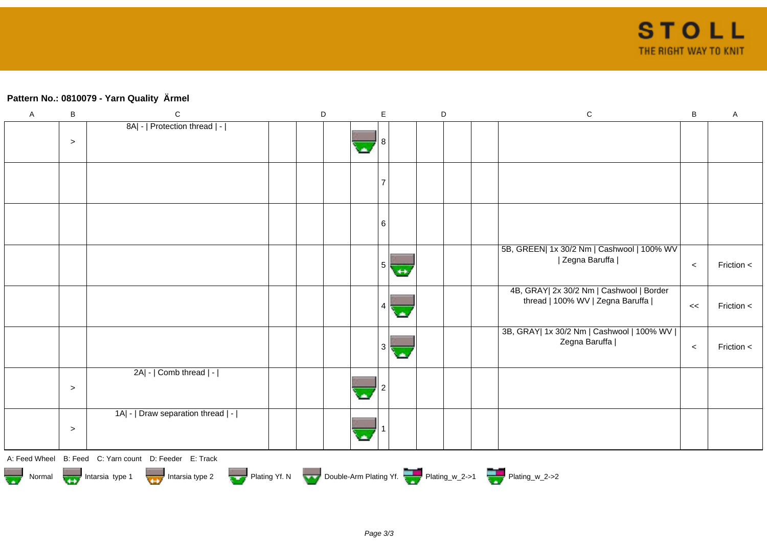**Pattern No.: 0810079 - Yarn Quality  Ärmel**

| A | B | C | D | D | D | D | E | D | D | D | D | C | B | A |
|---|---|---|---|---|---|---|---|---|---|---|---|---|---|---|
| | > | 8A\| - \| Protection thread \| - \| | | | | | 8 | | | | | | | |
| | | | | | | | 7 | | | | | | | |
| | | | | | | | 6 | | | | | | | |
| | | | | | | | 5 | | | | | 5B, GREEN\| 1x 30/2 Nm \| Cashwool \| 100% WV \| Zegna Baruffa \| | < | Friction < |
| | | | | | | | 4 | | | | | 4B, GRAY\| 2x 30/2 Nm \| Cashwool \| Border thread \| 100% WV \| Zegna Baruffa \| | << | Friction < |
| | | | | | | | 3 | | | | | 3B, GRAY\| 1x 30/2 Nm \| Cashwool \| 100% WV \| Zegna Baruffa \| | < | Friction < |
| | > | 2A\| - \| Comb thread \| - \| | | | | | 2 | | | | | | | |
| | > | 1A\| - \| Draw separation thread \| - \| | | | | | 1 | | | | | | | |

A: Feed Wheel B: Feed C: Yarn count D: Feeder E: Track

Normal  Intarsia type 1  Intarsia type 2  Plating Yf. N  Double-Arm Plating Yf.  Plating_w_2->1  Plating_w_2->2